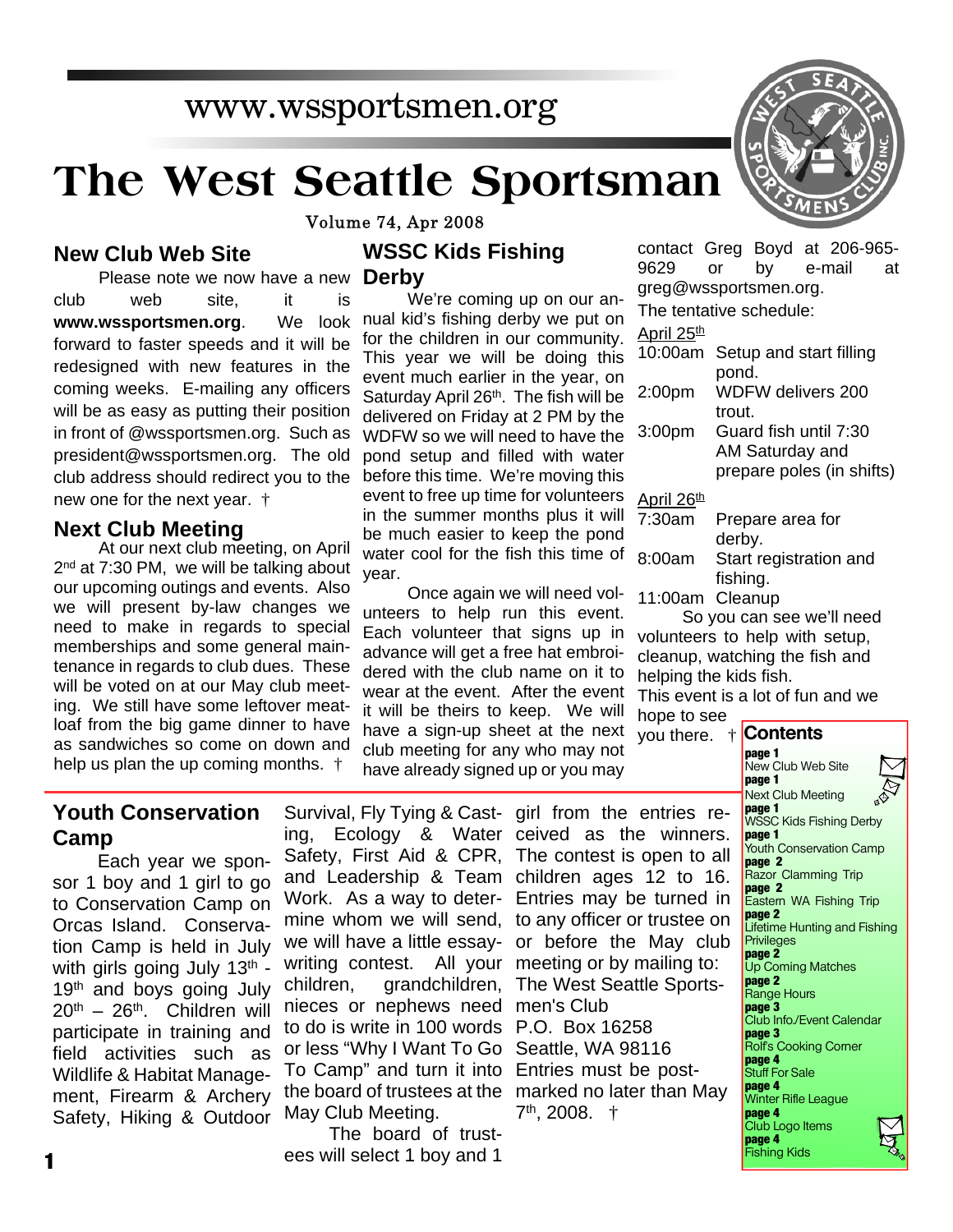www.wssportsmen.org

# The West Seattle Sportsman

Volume 74, Apr 2008

## New Club Web Site

Please note we now have a new club web site, it is **www.wssportsmen.org**. We look forward to faster speeds and it will be redesigned with new features in the coming weeks. E-mailing any officers will be as easy as putting their position in front of @wssportsmen.org. Such as president@wssportsmen.org. The old club address should redirect you to the new one for the next year. †

## Next Club Meeting

At our next club meeting, on April 2nd at 7:30 PM, we will be talking about our upcoming outings and events. Also we will present by-law changes we need to make in regards to special memberships and some general maintenance in regards to club dues. These will be voted on at our May club meeting. We still have some leftover meatloaf from the big game dinner to have as sandwiches so come on down and help us plan the up coming months. †

## WSSC Kids Fishing Derby

We're coming up on our annual kid's fishing derby we put on for the children in our community. This year we will be doing this event much earlier in the year, on Saturday April 26th. The fish will be delivered on Friday at 2 PM by the WDFW so we will need to have the pond setup and filled with water before this time. We're moving this event to free up time for volunteers in the summer months plus it will be much easier to keep the pond water cool for the fish this time of year.

Once again we will need volunteers to help run this event. Each volunteer that signs up in advance will get a free hat embroidered with the club name on it to wear at the event. After the event it will be theirs to keep. We will have a sign-up sheet at the next club meeting for any who may not have already signed up or you may contact Greg Boyd at 206-965-9629 or by e-mail at greg@wssportsmen.org.

The tentative schedule:

April 25th

| | |
|---|---|
| 10:00am | Setup and start filling pond. |
| 2:00pm | WDFW delivers 200 trout. |
| 3:00pm | Guard fish until 7:30 AM Saturday and prepare poles (in shifts) |

April 26th

| | |
|---|---|
| 7:30am | Prepare area for derby. |
| 8:00am | Start registration and fishing. |
| 11:00am | Cleanup |

So you can see we'll need volunteers to help with setup, cleanup, watching the fish and helping the kids fish.

This event is a lot of fun and we hope to see you there. †

## Youth Conservation Camp

Each year we sponsor 1 boy and 1 girl to go to Conservation Camp on Orcas Island. Conservation Camp is held in July with girls going July 13th - 19th and boys going July 20th – 26th. Children will participate in training and field activities such as Wildlife & Habitat Management, Firearm & Archery Safety, Hiking & Outdoor Survival, Fly Tying & Casting, Ecology & Water Safety, First Aid & CPR, and Leadership & Team Work. As a way to determine whom we will send, we will have a little essay-writing contest. All your children, grandchildren, nieces or nephews need to do is write in 100 words or less "Why I Want To Go To Camp" and turn it into the board of trustees at the May Club Meeting.

The board of trustees will select 1 boy and 1 girl from the entries received as the winners. The contest is open to all children ages 12 to 16. Entries may be turned in to any officer or trustee on or before the May club meeting or by mailing to:
The West Seattle Sportsmen's Club
P.O. Box 16258
Seattle, WA 98116
Entries must be postmarked no later than May 7th, 2008. †

## Contents

- **page 1** New Club Web Site
- **page 1** Next Club Meeting
- **page 1** WSSC Kids Fishing Derby
- **page 1** Youth Conservation Camp
- **page 2** Razor Clamming Trip
- **page 2** Eastern WA Fishing Trip
- **page 2** Lifetime Hunting and Fishing Privileges
- **page 2** Up Coming Matches
- **page 2** Range Hours
- **page 3** Club Info./Event Calendar
- **page 3** Rolf's Cooking Corner
- **page 4** Stuff For Sale
- **page 4** Winter Rifle League
- **page 4** Club Logo Items
- **page 4** Fishing Kids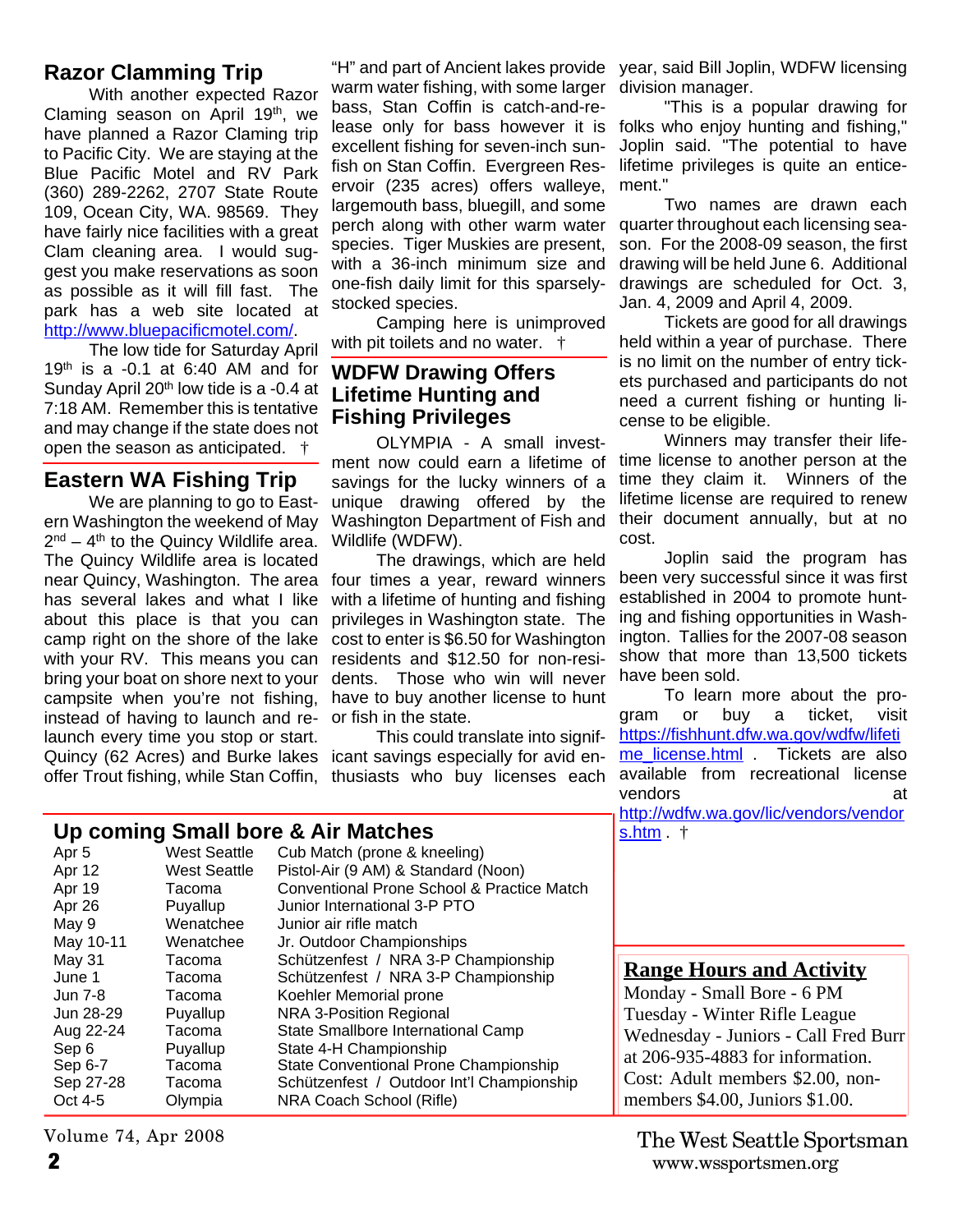## Razor Clamming Trip

With another expected Razor Claming season on April 19th, we have planned a Razor Claming trip to Pacific City. We are staying at the Blue Pacific Motel and RV Park (360) 289-2262, 2707 State Route 109, Ocean City, WA. 98569. They have fairly nice facilities with a great Clam cleaning area. I would suggest you make reservations as soon as possible as it will fill fast. The park has a web site located at http://www.bluepacificmotel.com/.

The low tide for Saturday April 19th is a -0.1 at 6:40 AM and for Sunday April 20th low tide is a -0.4 at 7:18 AM. Remember this is tentative and may change if the state does not open the season as anticipated. †

## Eastern WA Fishing Trip

We are planning to go to Eastern Washington the weekend of May 2nd – 4th to the Quincy Wildlife area. The Quincy Wildlife area is located near Quincy, Washington. The area has several lakes and what I like about this place is that you can camp right on the shore of the lake with your RV. This means you can bring your boat on shore next to your campsite when you're not fishing, instead of having to launch and re-launch every time you stop or start. Quincy (62 Acres) and Burke lakes offer Trout fishing, while Stan Coffin, "H" and part of Ancient lakes provide warm water fishing, with some larger bass, Stan Coffin is catch-and-release only for bass however it is excellent fishing for seven-inch sunfish on Stan Coffin. Evergreen Reservoir (235 acres) offers walleye, largemouth bass, bluegill, and some perch along with other warm water species. Tiger Muskies are present, with a 36-inch minimum size and one-fish daily limit for this sparsely-stocked species.

Camping here is unimproved with pit toilets and no water. †

## WDFW Drawing Offers Lifetime Hunting and Fishing Privileges

OLYMPIA - A small investment now could earn a lifetime of savings for the lucky winners of a unique drawing offered by the Washington Department of Fish and Wildlife (WDFW).

The drawings, which are held four times a year, reward winners with a lifetime of hunting and fishing privileges in Washington state. The cost to enter is $6.50 for Washington residents and $12.50 for non-residents. Those who win will never have to buy another license to hunt or fish in the state.

This could translate into significant savings especially for avid enthusiasts who buy licenses each year, said Bill Joplin, WDFW licensing division manager.

"This is a popular drawing for folks who enjoy hunting and fishing," Joplin said. "The potential to have lifetime privileges is quite an enticement."

Two names are drawn each quarter throughout each licensing season. For the 2008-09 season, the first drawing will be held June 6. Additional drawings are scheduled for Oct. 3, Jan. 4, 2009 and April 4, 2009.

Tickets are good for all drawings held within a year of purchase. There is no limit on the number of entry tickets purchased and participants do not need a current fishing or hunting license to be eligible.

Winners may transfer their lifetime license to another person at the time they claim it. Winners of the lifetime license are required to renew their document annually, but at no cost.

Joplin said the program has been very successful since it was first established in 2004 to promote hunting and fishing opportunities in Washington. Tallies for the 2007-08 season show that more than 13,500 tickets have been sold.

To learn more about the program or buy a ticket, visit https://fishhunt.dfw.wa.gov/wdfw/lifetime_license.html . Tickets are also available from recreational license vendors at http://wdfw.wa.gov/lic/vendors/vendors.htm . †

## Up coming Small bore & Air Matches

| Date | Location | Event |
|---|---|---|
| Apr 5 | West Seattle | Cub Match (prone & kneeling) |
| Apr 12 | West Seattle | Pistol-Air (9 AM) & Standard (Noon) |
| Apr 19 | Tacoma | Conventional Prone School & Practice Match |
| Apr 26 | Puyallup | Junior International 3-P PTO |
| May 9 | Wenatchee | Junior air rifle match |
| May 10-11 | Wenatchee | Jr. Outdoor Championships |
| May 31 | Tacoma | Schützenfest / NRA 3-P Championship |
| June 1 | Tacoma | Schützenfest / NRA 3-P Championship |
| Jun 7-8 | Tacoma | Koehler Memorial prone |
| Jun 28-29 | Puyallup | NRA 3-Position Regional |
| Aug 22-24 | Tacoma | State Smallbore International Camp |
| Sep 6 | Puyallup | State 4-H Championship |
| Sep 6-7 | Tacoma | State Conventional Prone Championship |
| Sep 27-28 | Tacoma | Schützenfest / Outdoor Int'l Championship |
| Oct 4-5 | Olympia | NRA Coach School (Rifle) |

## Range Hours and Activity

Monday - Small Bore - 6 PM
Tuesday - Winter Rifle League
Wednesday - Juniors - Call Fred Burr at 206-935-4883 for information.
Cost: Adult members $2.00, non-members $4.00, Juniors $1.00.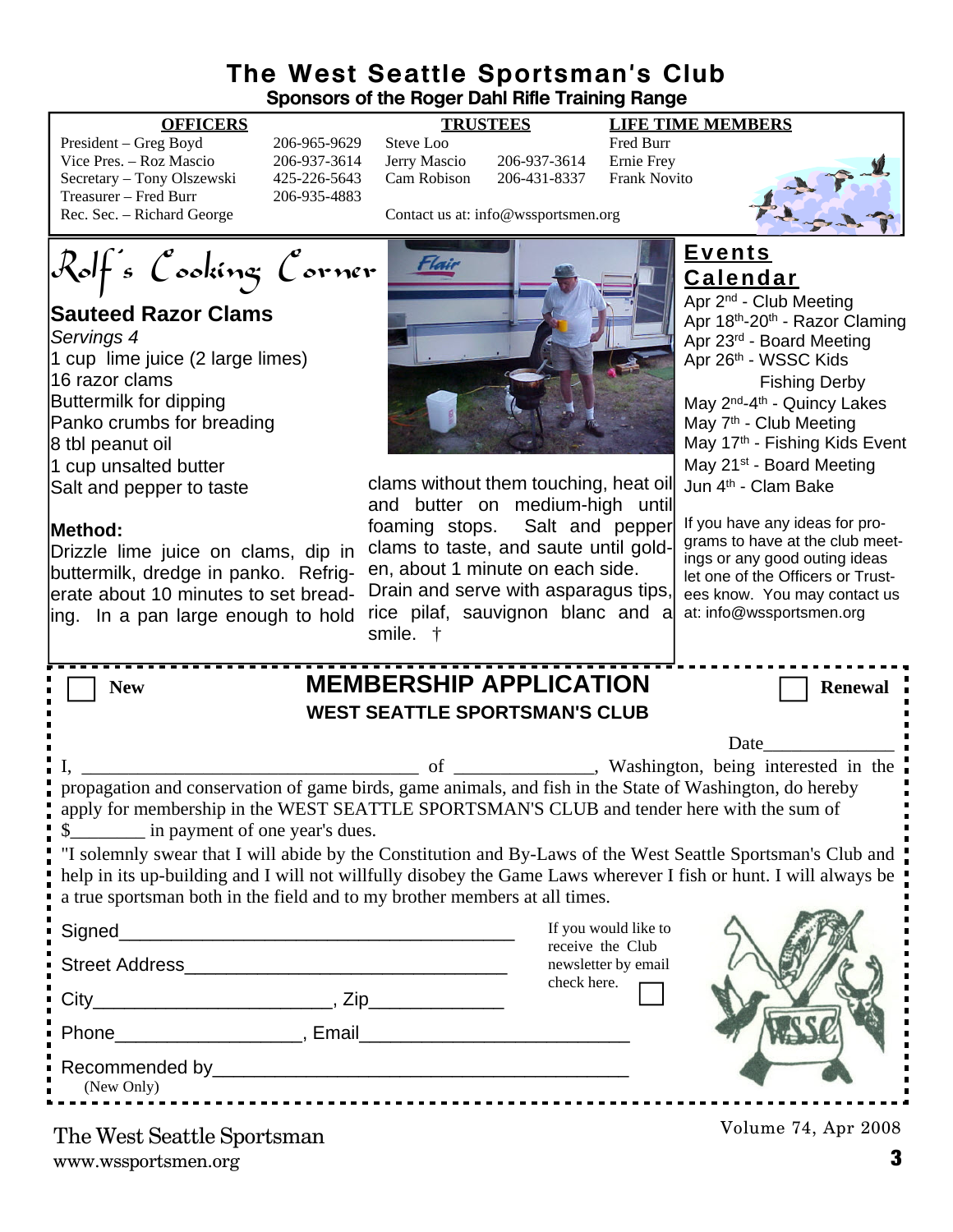# The West Seattle Sportsman's Club

**Sponsors of the Roger Dahl Rifle Training Range**

| OFFICERS | | TRUSTEES | | LIFE TIME MEMBERS |
|---|---|---|---|---|
| President – Greg Boyd | 206-965-9629 | Steve Loo | | Fred Burr |
| Vice Pres. – Roz Mascio | 206-937-3614 | Jerry Mascio | 206-937-3614 | Ernie Frey |
| Secretary – Tony Olszewski | 425-226-5643 | Cam Robison | 206-431-8337 | Frank Novito |
| Treasurer – Fred Burr | 206-935-4883 | | | |
| Rec. Sec. – Richard George | | Contact us at: info@wssportsmen.org | | |

## Rolf's Cooking Corner

### Sauteed Razor Clams

*Servings 4*

1 cup lime juice (2 large limes)
16 razor clams
Buttermilk for dipping
Panko crumbs for breading
8 tbl peanut oil
1 cup unsalted butter
Salt and pepper to taste

**Method:**
Drizzle lime juice on clams, dip in buttermilk, dredge in panko. Refrigerate about 10 minutes to set breading. In a pan large enough to hold clams without them touching, heat oil and butter on medium-high until foaming stops. Salt and pepper clams to taste, and saute until golden, about 1 minute on each side. Drain and serve with asparagus tips, rice pilaf, sauvignon blanc and a smile. †

## Events Calendar

Apr 2nd - Club Meeting
Apr 18th-20th - Razor Claming
Apr 23rd - Board Meeting
Apr 26th - WSSC Kids Fishing Derby
May 2nd-4th - Quincy Lakes
May 7th - Club Meeting
May 17th - Fishing Kids Event
May 21st - Board Meeting
Jun 4th - Clam Bake

If you have any ideas for programs to have at the club meetings or any good outing ideas let one of the Officers or Trustees know. You may contact us at: info@wssportsmen.org

---

☐ **New** **MEMBERSHIP APPLICATION** ☐ **Renewal**

**WEST SEATTLE SPORTSMAN'S CLUB**

Date______________

I, ____________________________________ of ______________, Washington, being interested in the propagation and conservation of game birds, game animals, and fish in the State of Washington, do hereby apply for membership in the WEST SEATTLE SPORTSMAN'S CLUB and tender here with the sum of $________ in payment of one year's dues.

"I solemnly swear that I will abide by the Constitution and By-Laws of the West Seattle Sportsman's Club and help in its up-building and I will not willfully disobey the Game Laws wherever I fish or hunt. I will always be a true sportsman both in the field and to my brother members at all times.

Signed_______________________________________

Street Address________________________________

City_______________________, Zip_____________

Phone__________________, Email__________________________

Recommended by________________________________________
(New Only)

If you would like to receive the Club newsletter by email check here. ☐

The West Seattle Sportsman
www.wssportsmen.org

Volume 74, Apr 2008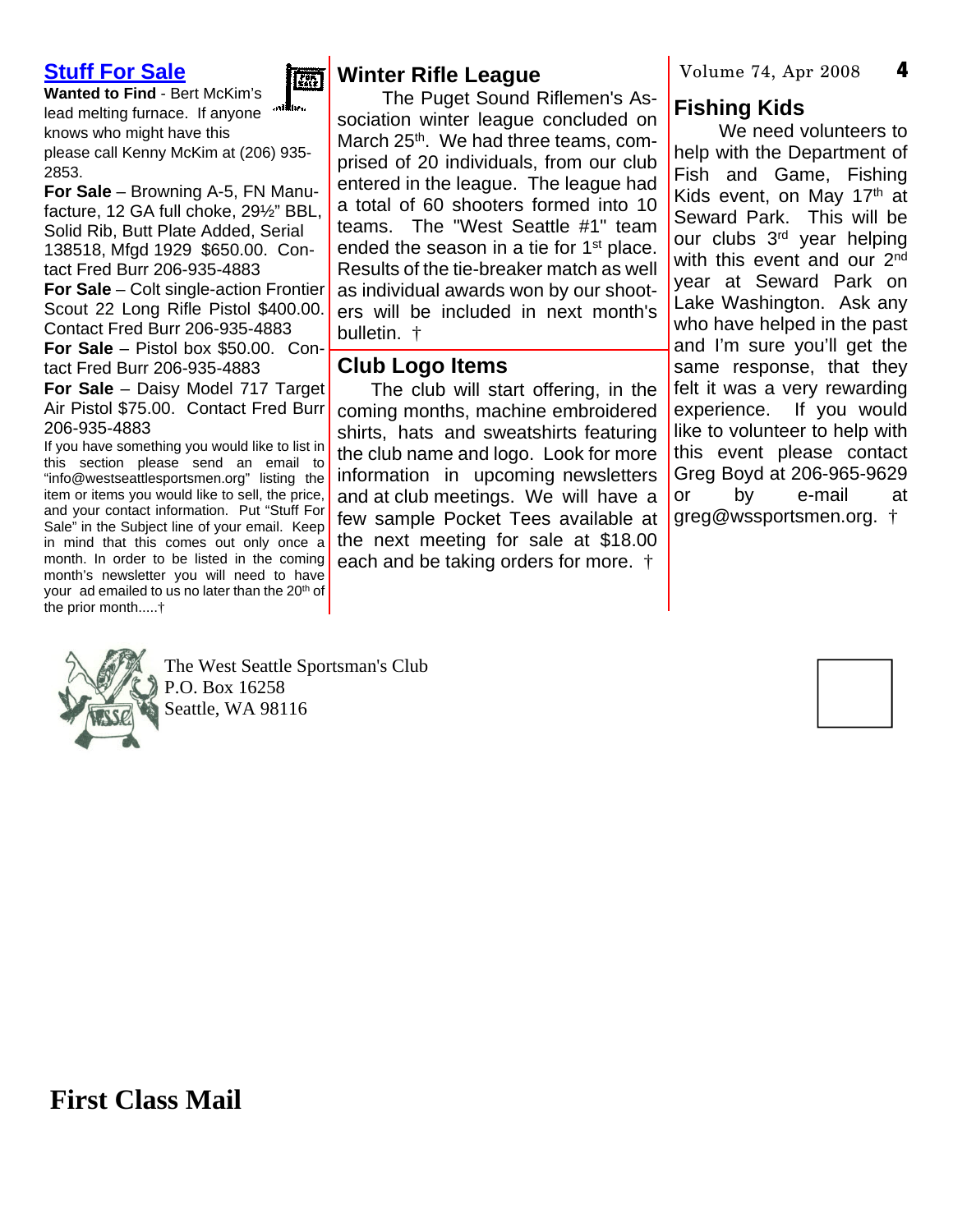## Stuff For Sale

**Wanted to Find** - Bert McKim's lead melting furnace. If anyone knows who might have this please call Kenny McKim at (206) 935-2853.

**For Sale** – Browning A-5, FN Manufacture, 12 GA full choke, 29½" BBL, Solid Rib, Butt Plate Added, Serial 138518, Mfgd 1929 $650.00. Contact Fred Burr 206-935-4883

**For Sale** – Colt single-action Frontier Scout 22 Long Rifle Pistol $400.00. Contact Fred Burr 206-935-4883

**For Sale** – Pistol box $50.00. Contact Fred Burr 206-935-4883

**For Sale** – Daisy Model 717 Target Air Pistol $75.00. Contact Fred Burr 206-935-4883

If you have something you would like to list in this section please send an email to "info@westseattlesportsmen.org" listing the item or items you would like to sell, the price, and your contact information. Put "Stuff For Sale" in the Subject line of your email. Keep in mind that this comes out only once a month. In order to be listed in the coming month's newsletter you will need to have your ad emailed to us no later than the 20th of the prior month.....†

## Winter Rifle League

The Puget Sound Riflemen's Association winter league concluded on March 25th. We had three teams, comprised of 20 individuals, from our club entered in the league. The league had a total of 60 shooters formed into 10 teams. The "West Seattle #1" team ended the season in a tie for 1st place. Results of the tie-breaker match as well as individual awards won by our shooters will be included in next month's bulletin. †

## Club Logo Items

The club will start offering, in the coming months, machine embroidered shirts, hats and sweatshirts featuring the club name and logo. Look for more information in upcoming newsletters and at club meetings. We will have a few sample Pocket Tees available at the next meeting for sale at $18.00 each and be taking orders for more. †

## Fishing Kids

We need volunteers to help with the Department of Fish and Game, Fishing Kids event, on May 17th at Seward Park. This will be our clubs 3rd year helping with this event and our 2nd year at Seward Park on Lake Washington. Ask any who have helped in the past and I'm sure you'll get the same response, that they felt it was a very rewarding experience. If you would like to volunteer to help with this event please contact Greg Boyd at 206-965-9629 or by e-mail at greg@wssportsmen.org. †

The West Seattle Sportsman's Club
P.O. Box 16258
Seattle, WA 98116

**First Class Mail**